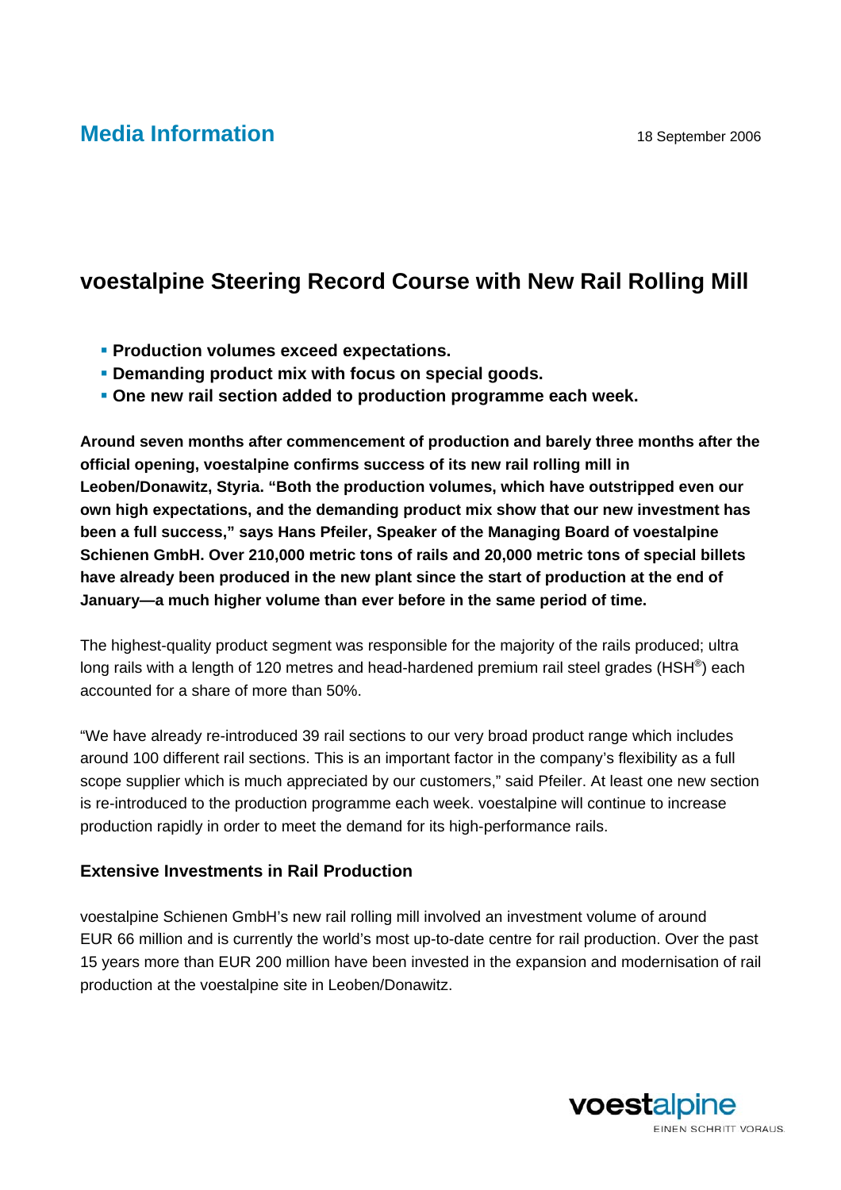**Media Information**

18 September 2006

# voestalpine Steering Record Course with New Rail Rolling Mill

- **Production volumes exceed expectations.**
- **Demanding product mix with focus on special goods.**
- **One new rail section added to production programme each week.**

**Around seven months after commencement of production and barely three months after the official opening, voestalpine confirms success of its new rail rolling mill in Leoben/Donawitz, Styria. “Both the production volumes, which have outstripped even our own high expectations, and the demanding product mix show that our new investment has been a full success,” says Hans Pfeiler, Speaker of the Managing Board of voestalpine Schienen GmbH. Over 210,000 metric tons of rails and 20,000 metric tons of special billets have already been produced in the new plant since the start of production at the end of January—a much higher volume than ever before in the same period of time.**

The highest-quality product segment was responsible for the majority of the rails produced; ultra long rails with a length of 120 metres and head-hardened premium rail steel grades (HSH®) each accounted for a share of more than 50%.

“We have already re-introduced 39 rail sections to our very broad product range which includes around 100 different rail sections. This is an important factor in the company’s flexibility as a full scope supplier which is much appreciated by our customers,” said Pfeiler. At least one new section is re-introduced to the production programme each week. voestalpine will continue to increase production rapidly in order to meet the demand for its high-performance rails.

## Extensive Investments in Rail Production

voestalpine Schienen GmbH’s new rail rolling mill involved an investment volume of around EUR 66 million and is currently the world’s most up-to-date centre for rail production. Over the past 15 years more than EUR 200 million have been invested in the expansion and modernisation of rail production at the voestalpine site in Leoben/Donawitz.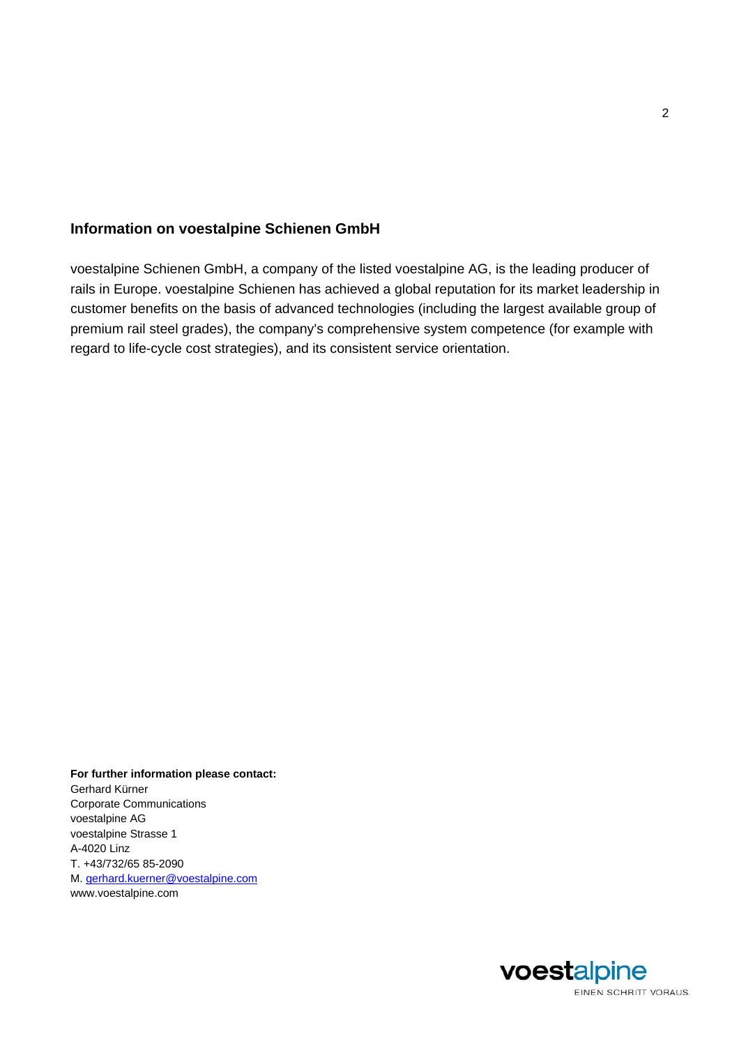## Information on voestalpine Schienen GmbH

voestalpine Schienen GmbH, a company of the listed voestalpine AG, is the leading producer of rails in Europe. voestalpine Schienen has achieved a global reputation for its market leadership in customer benefits on the basis of advanced technologies (including the largest available group of premium rail steel grades), the company's comprehensive system competence (for example with regard to life-cycle cost strategies), and its consistent service orientation.

**For further information please contact:**
Gerhard Kürner
Corporate Communications
voestalpine AG
voestalpine Strasse 1
A-4020 Linz
T. +43/732/65 85-2090
M. gerhard.kuerner@voestalpine.com
www.voestalpine.com

voestalpine
EINEN SCHRITT VORAUS.